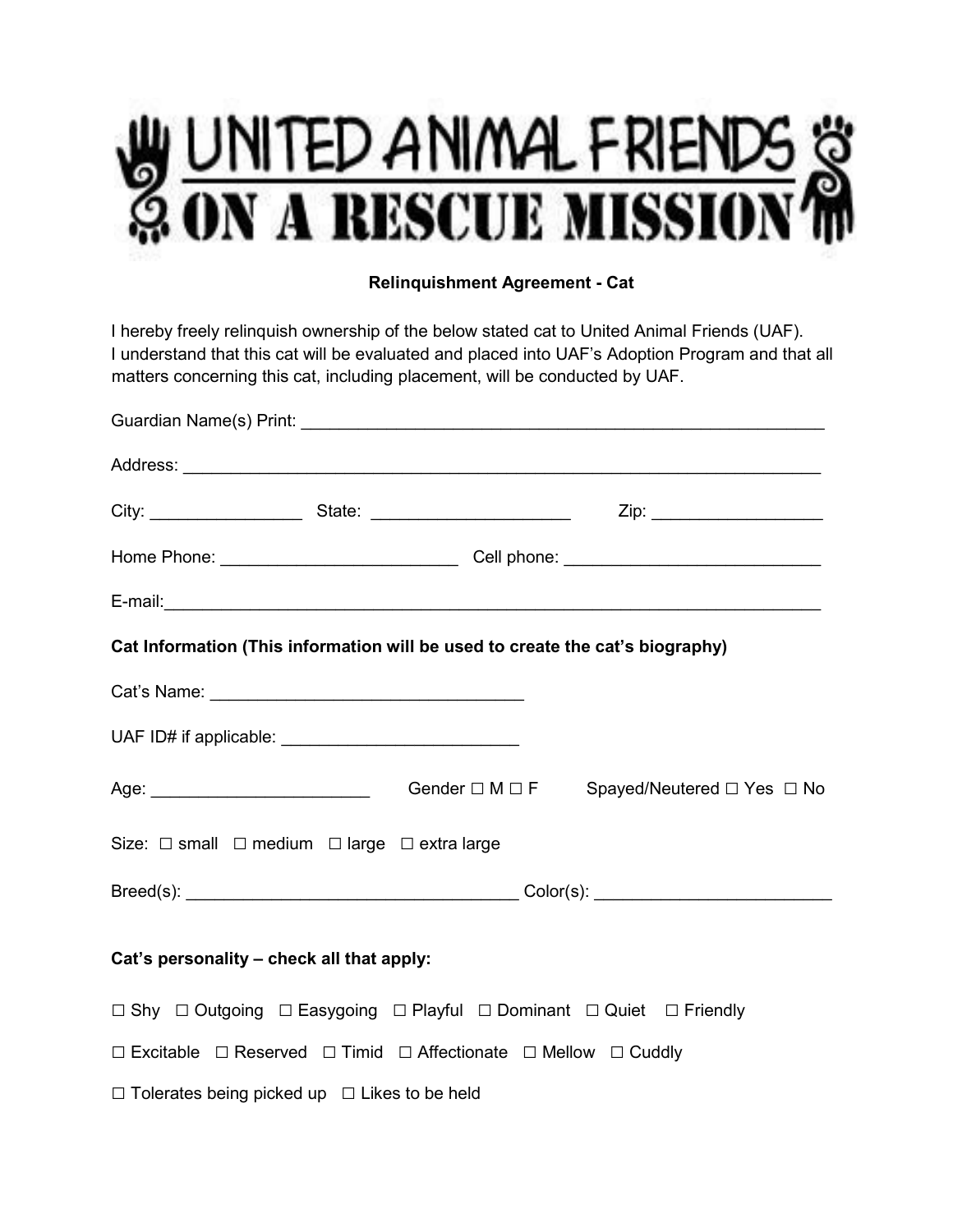# UNITED ANIMAL FRIENDS
# ON A RESCUE MISSION

**Relinquishment Agreement - Cat**

I hereby freely relinquish ownership of the below stated cat to United Animal Friends (UAF). I understand that this cat will be evaluated and placed into UAF's Adoption Program and that all matters concerning this cat, including placement, will be conducted by UAF.

Guardian Name(s) Print: ________________________________________________________

Address: ______________________________________________________________________

City: _______________ State: ____________________ Zip: _________________

Home Phone: _______________________ Cell phone: _________________________

E-mail:________________________________________________________________________

**Cat Information (This information will be used to create the cat's biography)**

Cat's Name: ______________________________

UAF ID# if applicable: _______________________

Age: _____________________ Gender ☐ M ☐ F Spayed/Neutered ☐ Yes ☐ No

Size: ☐ small ☐ medium ☐ large ☐ extra large

Breed(s): ________________________________ Color(s): _______________________

**Cat's personality – check all that apply:**

☐ Shy ☐ Outgoing ☐ Easygoing ☐ Playful ☐ Dominant ☐ Quiet ☐ Friendly

☐ Excitable ☐ Reserved ☐ Timid ☐ Affectionate ☐ Mellow ☐ Cuddly

☐ Tolerates being picked up ☐ Likes to be held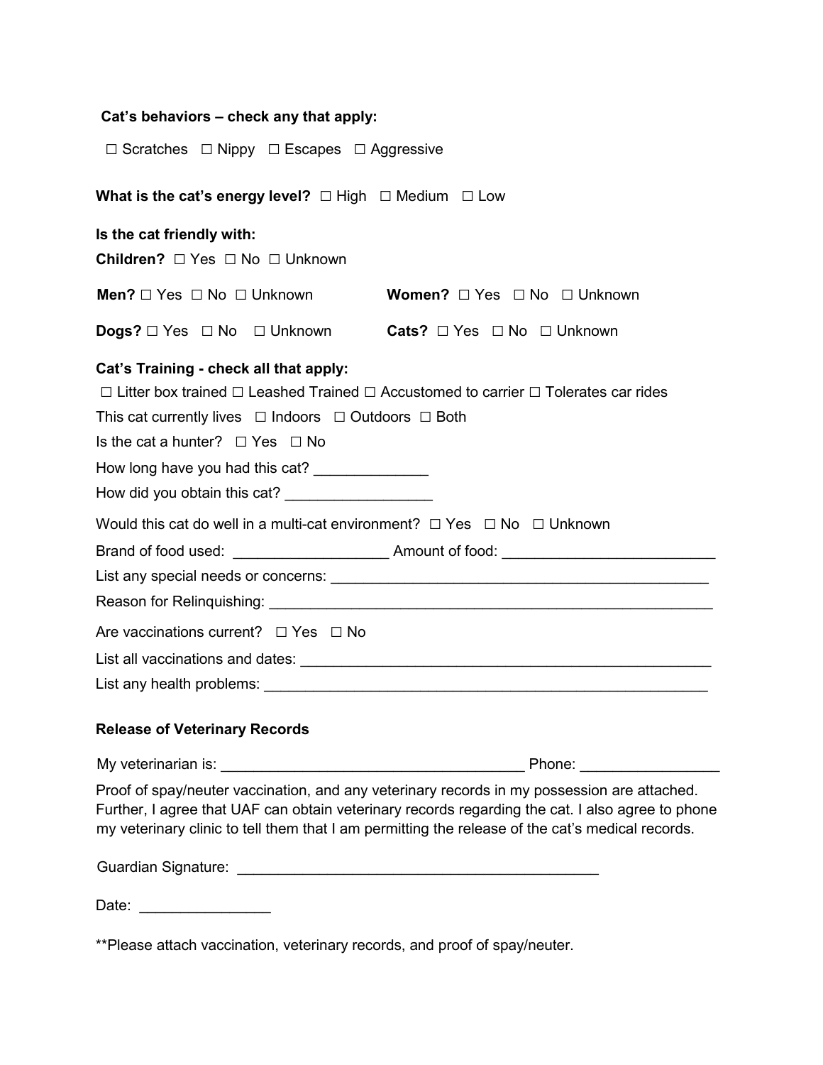**Cat's behaviors – check any that apply:**

☐ Scratches ☐ Nippy ☐ Escapes ☐ Aggressive

**What is the cat's energy level?** ☐ High ☐ Medium ☐ Low

**Is the cat friendly with:**

**Children?** ☐ Yes ☐ No ☐ Unknown

**Men?** ☐ Yes ☐ No ☐ Unknown **Women?** ☐ Yes ☐ No ☐ Unknown

**Dogs?** ☐ Yes ☐ No ☐ Unknown **Cats?** ☐ Yes ☐ No ☐ Unknown

**Cat's Training - check all that apply:**

☐ Litter box trained ☐ Leashed Trained ☐ Accustomed to carrier ☐ Tolerates car rides

This cat currently lives ☐ Indoors ☐ Outdoors ☐ Both

Is the cat a hunter? ☐ Yes ☐ No

How long have you had this cat? ______________

How did you obtain this cat? __________________

Would this cat do well in a multi-cat environment? ☐ Yes ☐ No ☐ Unknown

Brand of food used: ___________________ Amount of food: __________________________

List any special needs or concerns: _______________________________________________

Reason for Relinquishing: ______________________________________________________

Are vaccinations current? ☐ Yes ☐ No

List all vaccinations and dates: _____________________________________________________

List any health problems: _________________________________________________________

**Release of Veterinary Records**

My veterinarian is: _____________________________________ Phone: _________________

Proof of spay/neuter vaccination, and any veterinary records in my possession are attached. Further, I agree that UAF can obtain veterinary records regarding the cat. I also agree to phone my veterinary clinic to tell them that I am permitting the release of the cat's medical records.

Guardian Signature: ______________________________________________

Date: ________________

**Please attach vaccination, veterinary records, and proof of spay/neuter.